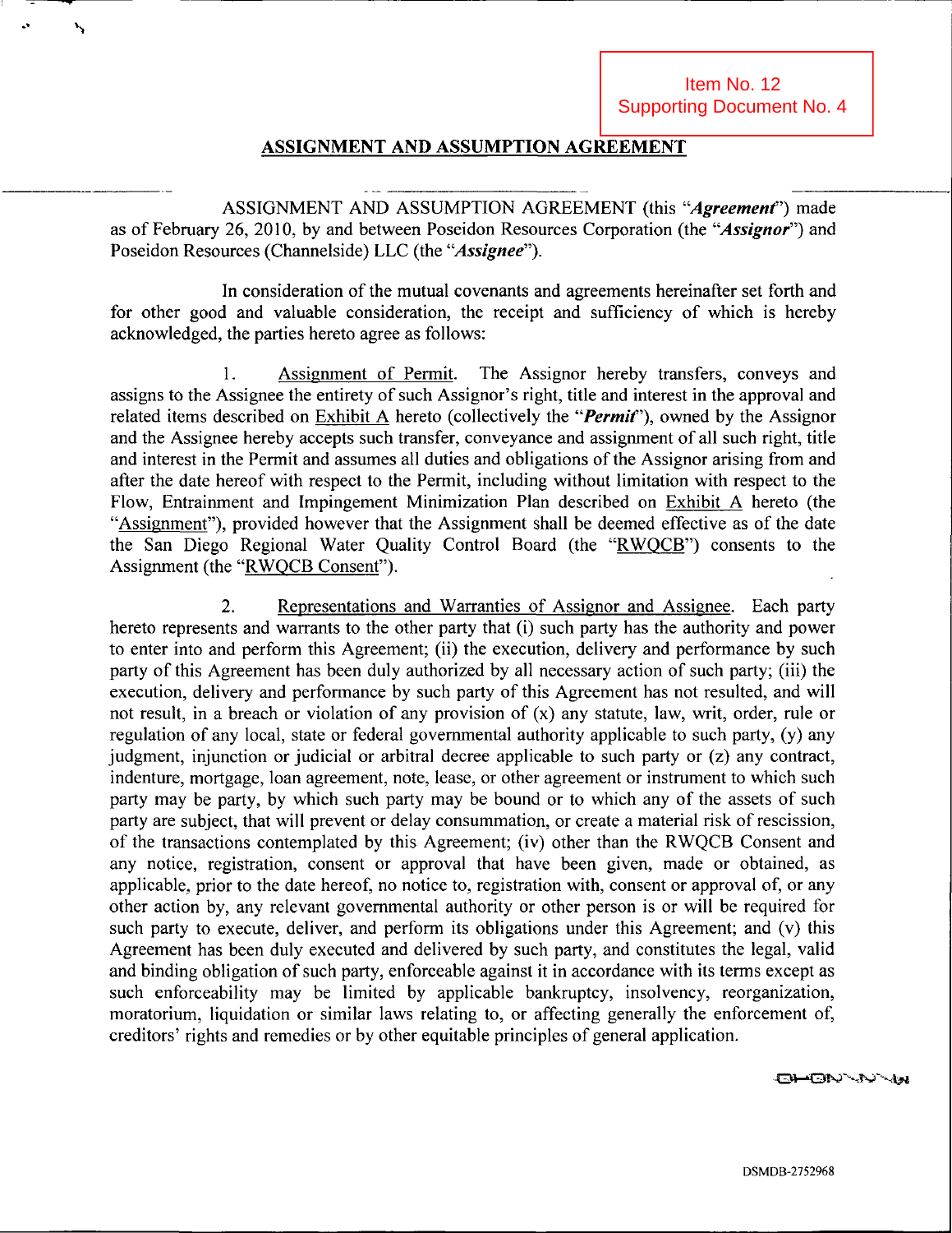Item No. 12
Supporting Document No. 4

## ASSIGNMENT AND ASSUMPTION AGREEMENT

ASSIGNMENT AND ASSUMPTION AGREEMENT (this "***Agreement***") made as of February 26, 2010, by and between Poseidon Resources Corporation (the "***Assignor***") and Poseidon Resources (Channelside) LLC (the "***Assignee***").

In consideration of the mutual covenants and agreements hereinafter set forth and for other good and valuable consideration, the receipt and sufficiency of which is hereby acknowledged, the parties hereto agree as follows:

1. Assignment of Permit. The Assignor hereby transfers, conveys and assigns to the Assignee the entirety of such Assignor's right, title and interest in the approval and related items described on Exhibit A hereto (collectively the "***Permit***"), owned by the Assignor and the Assignee hereby accepts such transfer, conveyance and assignment of all such right, title and interest in the Permit and assumes all duties and obligations of the Assignor arising from and after the date hereof with respect to the Permit, including without limitation with respect to the Flow, Entrainment and Impingement Minimization Plan described on Exhibit A hereto (the "Assignment"), provided however that the Assignment shall be deemed effective as of the date the San Diego Regional Water Quality Control Board (the "RWQCB") consents to the Assignment (the "RWQCB Consent").

2. Representations and Warranties of Assignor and Assignee. Each party hereto represents and warrants to the other party that (i) such party has the authority and power to enter into and perform this Agreement; (ii) the execution, delivery and performance by such party of this Agreement has been duly authorized by all necessary action of such party; (iii) the execution, delivery and performance by such party of this Agreement has not resulted, and will not result, in a breach or violation of any provision of (x) any statute, law, writ, order, rule or regulation of any local, state or federal governmental authority applicable to such party, (y) any judgment, injunction or judicial or arbitral decree applicable to such party or (z) any contract, indenture, mortgage, loan agreement, note, lease, or other agreement or instrument to which such party may be party, by which such party may be bound or to which any of the assets of such party are subject, that will prevent or delay consummation, or create a material risk of rescission, of the transactions contemplated by this Agreement; (iv) other than the RWQCB Consent and any notice, registration, consent or approval that have been given, made or obtained, as applicable, prior to the date hereof, no notice to, registration with, consent or approval of, or any other action by, any relevant governmental authority or other person is or will be required for such party to execute, deliver, and perform its obligations under this Agreement; and (v) this Agreement has been duly executed and delivered by such party, and constitutes the legal, valid and binding obligation of such party, enforceable against it in accordance with its terms except as such enforceability may be limited by applicable bankruptcy, insolvency, reorganization, moratorium, liquidation or similar laws relating to, or affecting generally the enforcement of, creditors' rights and remedies or by other equitable principles of general application.

DSMDB-2752968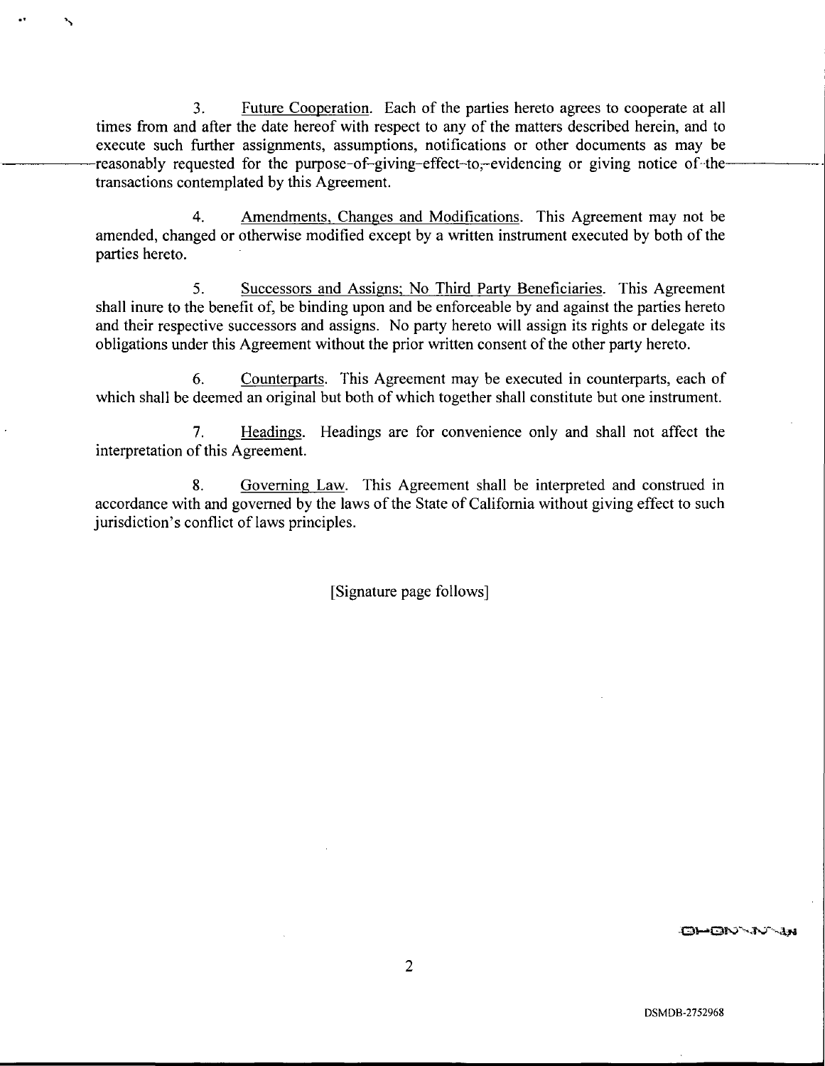3. Future Cooperation. Each of the parties hereto agrees to cooperate at all times from and after the date hereof with respect to any of the matters described herein, and to execute such further assignments, assumptions, notifications or other documents as may be reasonably requested for the purpose of giving effect to, evidencing or giving notice of the transactions contemplated by this Agreement.

4. Amendments, Changes and Modifications. This Agreement may not be amended, changed or otherwise modified except by a written instrument executed by both of the parties hereto.

5. Successors and Assigns; No Third Party Beneficiaries. This Agreement shall inure to the benefit of, be binding upon and be enforceable by and against the parties hereto and their respective successors and assigns. No party hereto will assign its rights or delegate its obligations under this Agreement without the prior written consent of the other party hereto.

6. Counterparts. This Agreement may be executed in counterparts, each of which shall be deemed an original but both of which together shall constitute but one instrument.

7. Headings. Headings are for convenience only and shall not affect the interpretation of this Agreement.

8. Governing Law. This Agreement shall be interpreted and construed in accordance with and governed by the laws of the State of California without giving effect to such jurisdiction's conflict of laws principles.

[Signature page follows]

DSMDB-2752968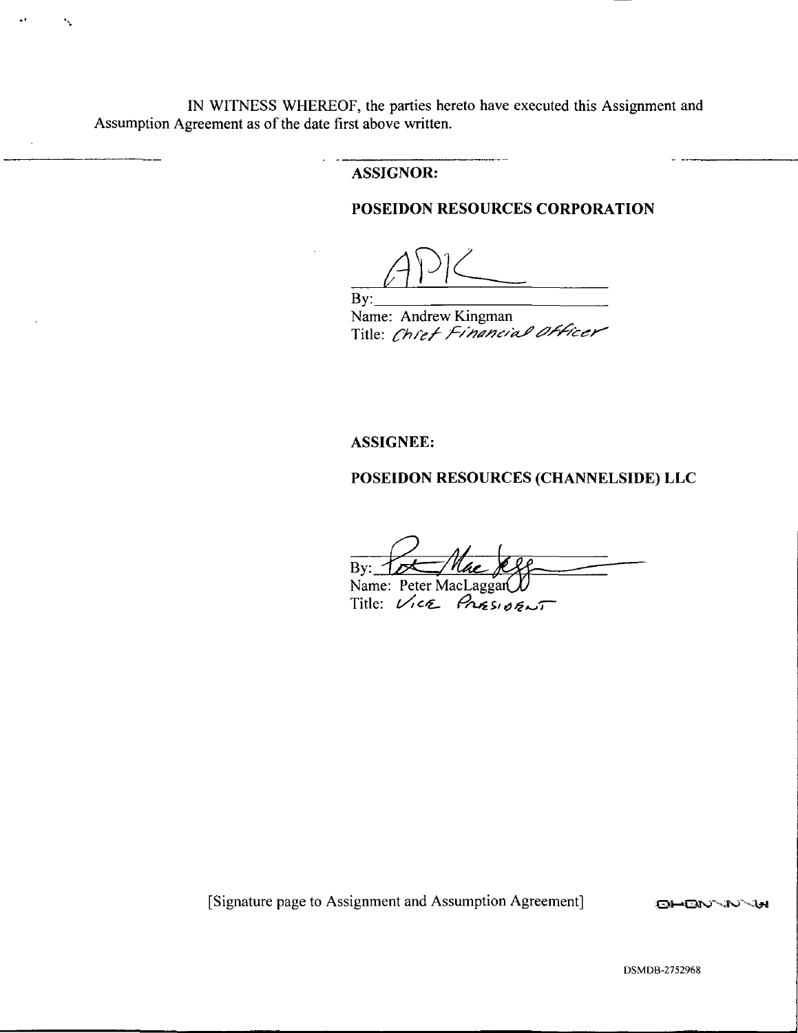IN WITNESS WHEREOF, the parties hereto have executed this Assignment and Assumption Agreement as of the date first above written.

**ASSIGNOR:**

**POSEIDON RESOURCES CORPORATION**

By: ______________________________
Name: Andrew Kingman
Title: Chief Financial Officer

**ASSIGNEE:**

**POSEIDON RESOURCES (CHANNELSIDE) LLC**

By: ______________________________
Name: Peter MacLaggan
Title: Vice President

[Signature page to Assignment and Assumption Agreement]

DSMDB-2752968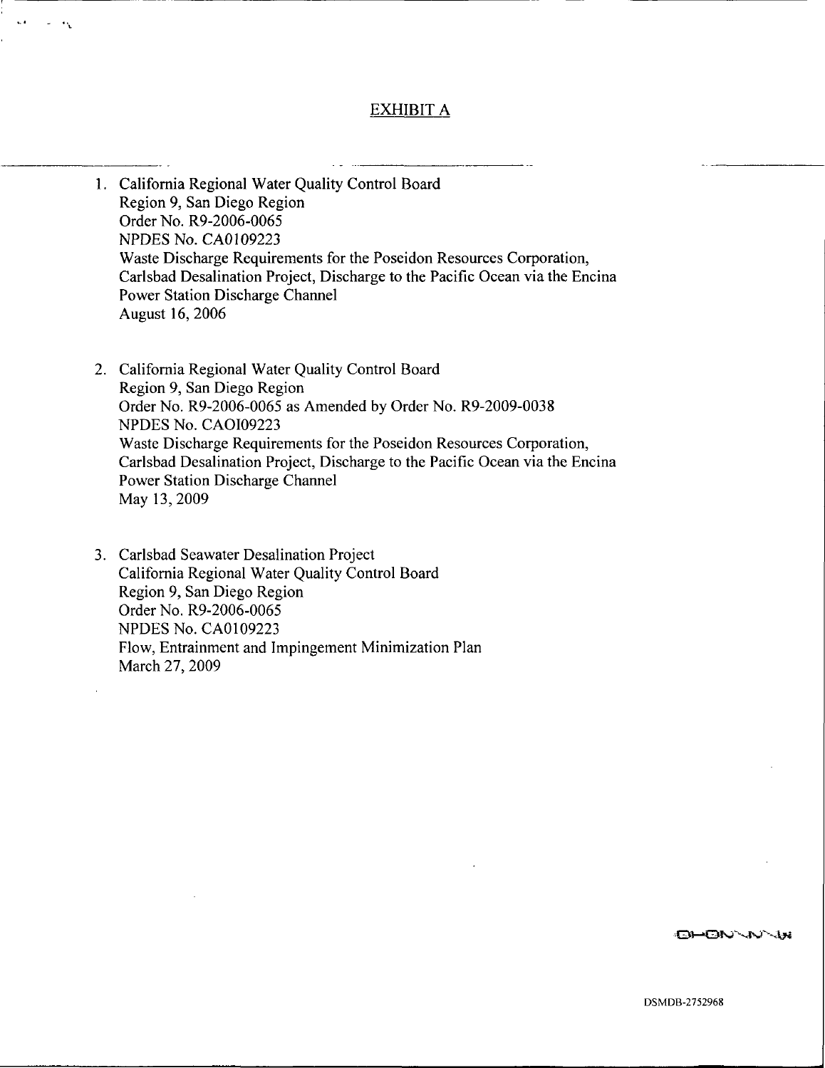## EXHIBIT A

1. California Regional Water Quality Control Board
   Region 9, San Diego Region
   Order No. R9-2006-0065
   NPDES No. CA0109223
   Waste Discharge Requirements for the Poseidon Resources Corporation, Carlsbad Desalination Project, Discharge to the Pacific Ocean via the Encina Power Station Discharge Channel
   August 16, 2006

2. California Regional Water Quality Control Board
   Region 9, San Diego Region
   Order No. R9-2006-0065 as Amended by Order No. R9-2009-0038
   NPDES No. CAOI09223
   Waste Discharge Requirements for the Poseidon Resources Corporation, Carlsbad Desalination Project, Discharge to the Pacific Ocean via the Encina Power Station Discharge Channel
   May 13, 2009

3. Carlsbad Seawater Desalination Project
   California Regional Water Quality Control Board
   Region 9, San Diego Region
   Order No. R9-2006-0065
   NPDES No. CA0109223
   Flow, Entrainment and Impingement Minimization Plan
   March 27, 2009

DSMDB-2752968